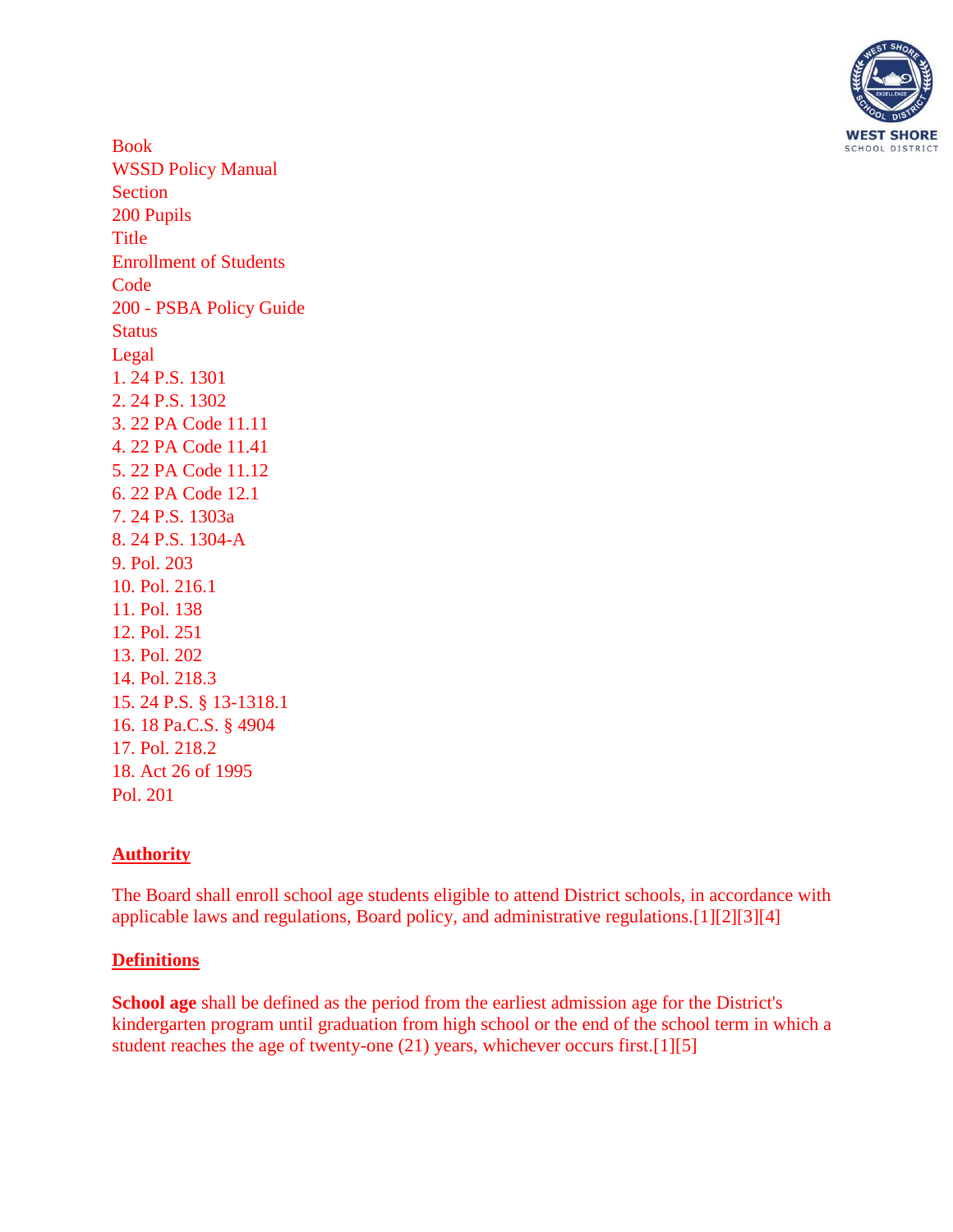Book
WSSD Policy Manual
Section
200 Pupils
Title
Enrollment of Students
Code
200 - PSBA Policy Guide
Status
Legal
1. 24 P.S. 1301
2. 24 P.S. 1302
3. 22 PA Code 11.11
4. 22 PA Code 11.41
5. 22 PA Code 11.12
6. 22 PA Code 12.1
7. 24 P.S. 1303a
8. 24 P.S. 1304-A
9. Pol. 203
10. Pol. 216.1
11. Pol. 138
12. Pol. 251
13. Pol. 202
14. Pol. 218.3
15. 24 P.S. § 13-1318.1
16. 18 Pa.C.S. § 4904
17. Pol. 218.2
18. Act 26 of 1995
Pol. 201

## Authority

The Board shall enroll school age students eligible to attend District schools, in accordance with applicable laws and regulations, Board policy, and administrative regulations.[1][2][3][4]

## Definitions

**School age** shall be defined as the period from the earliest admission age for the District's kindergarten program until graduation from high school or the end of the school term in which a student reaches the age of twenty-one (21) years, whichever occurs first.[1][5]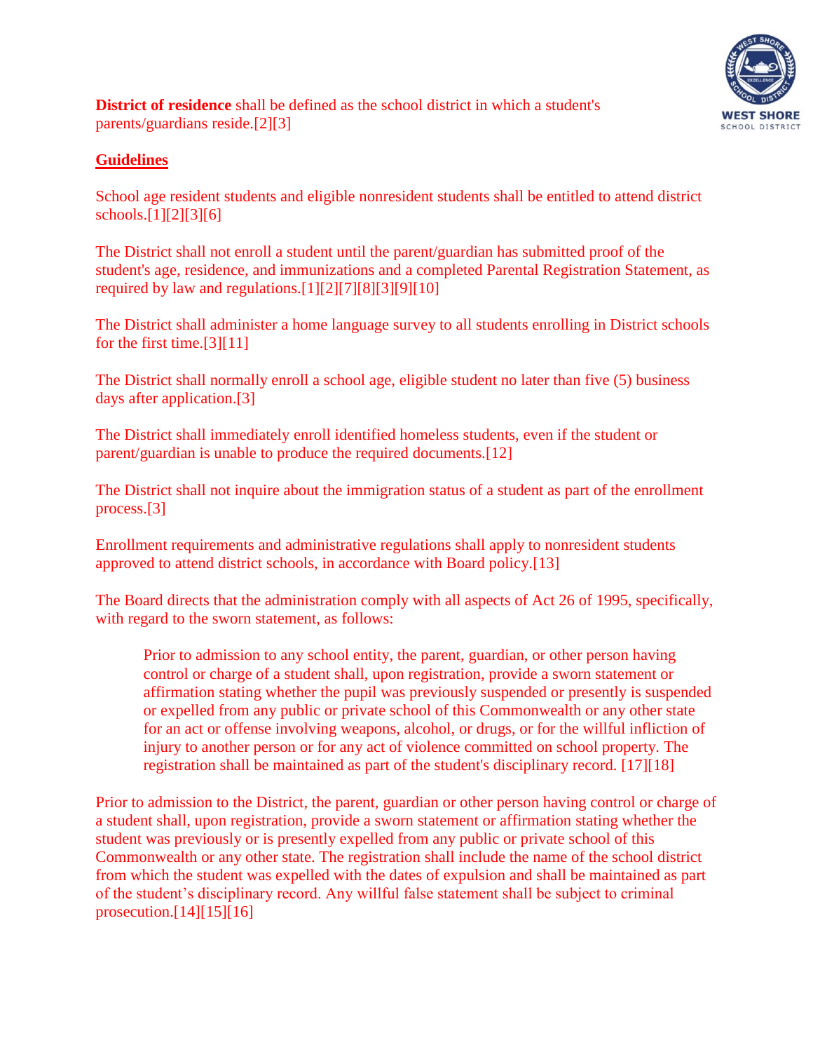**District of residence** shall be defined as the school district in which a student's parents/guardians reside.[2][3]

## Guidelines

School age resident students and eligible nonresident students shall be entitled to attend district schools.[1][2][3][6]

The District shall not enroll a student until the parent/guardian has submitted proof of the student's age, residence, and immunizations and a completed Parental Registration Statement, as required by law and regulations.[1][2][7][8][3][9][10]

The District shall administer a home language survey to all students enrolling in District schools for the first time.[3][11]

The District shall normally enroll a school age, eligible student no later than five (5) business days after application.[3]

The District shall immediately enroll identified homeless students, even if the student or parent/guardian is unable to produce the required documents.[12]

The District shall not inquire about the immigration status of a student as part of the enrollment process.[3]

Enrollment requirements and administrative regulations shall apply to nonresident students approved to attend district schools, in accordance with Board policy.[13]

The Board directs that the administration comply with all aspects of Act 26 of 1995, specifically, with regard to the sworn statement, as follows:

> Prior to admission to any school entity, the parent, guardian, or other person having control or charge of a student shall, upon registration, provide a sworn statement or affirmation stating whether the pupil was previously suspended or presently is suspended or expelled from any public or private school of this Commonwealth or any other state for an act or offense involving weapons, alcohol, or drugs, or for the willful infliction of injury to another person or for any act of violence committed on school property. The registration shall be maintained as part of the student's disciplinary record. [17][18]

Prior to admission to the District, the parent, guardian or other person having control or charge of a student shall, upon registration, provide a sworn statement or affirmation stating whether the student was previously or is presently expelled from any public or private school of this Commonwealth or any other state. The registration shall include the name of the school district from which the student was expelled with the dates of expulsion and shall be maintained as part of the student's disciplinary record. Any willful false statement shall be subject to criminal prosecution.[14][15][16]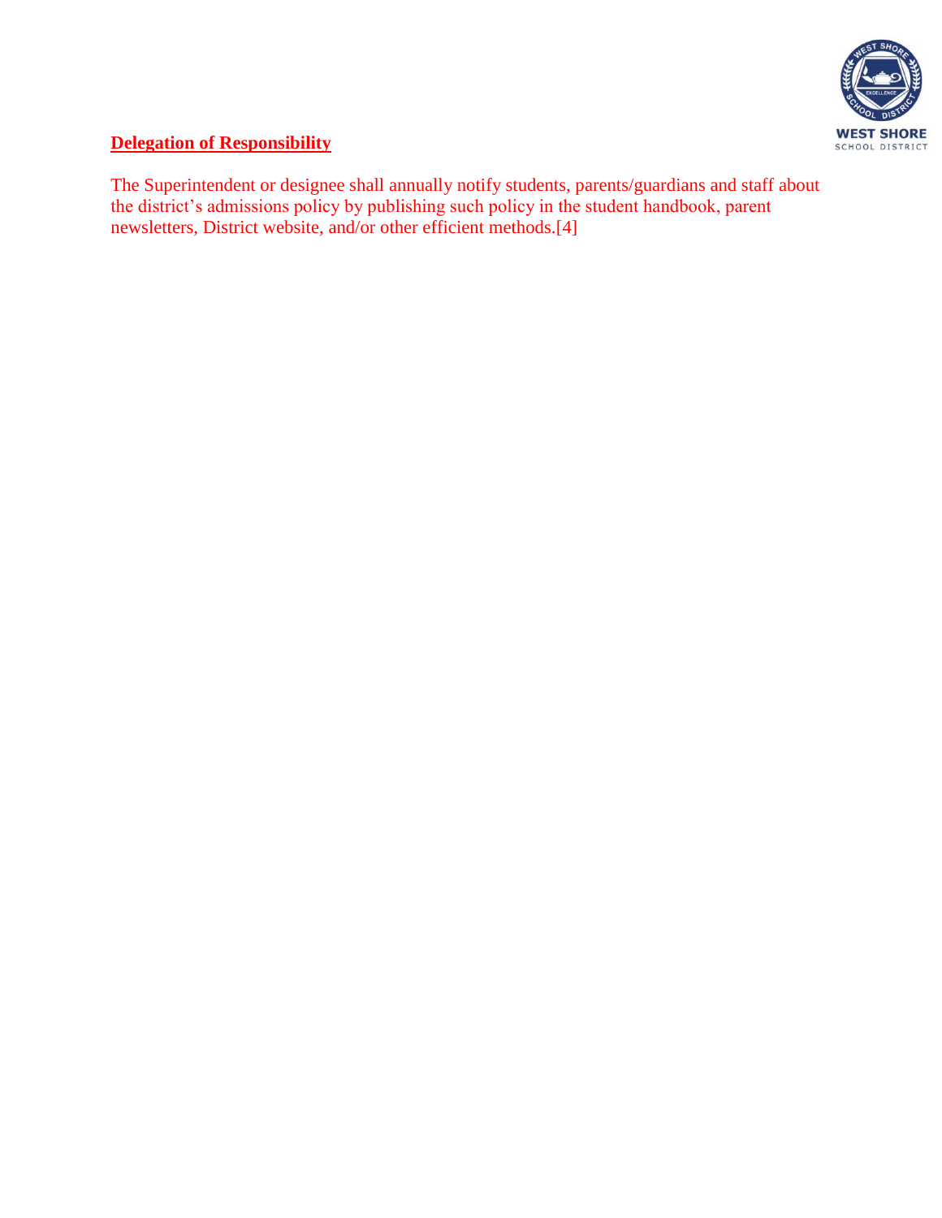**Delegation of Responsibility**

The Superintendent or designee shall annually notify students, parents/guardians and staff about the district's admissions policy by publishing such policy in the student handbook, parent newsletters, District website, and/or other efficient methods.[4]